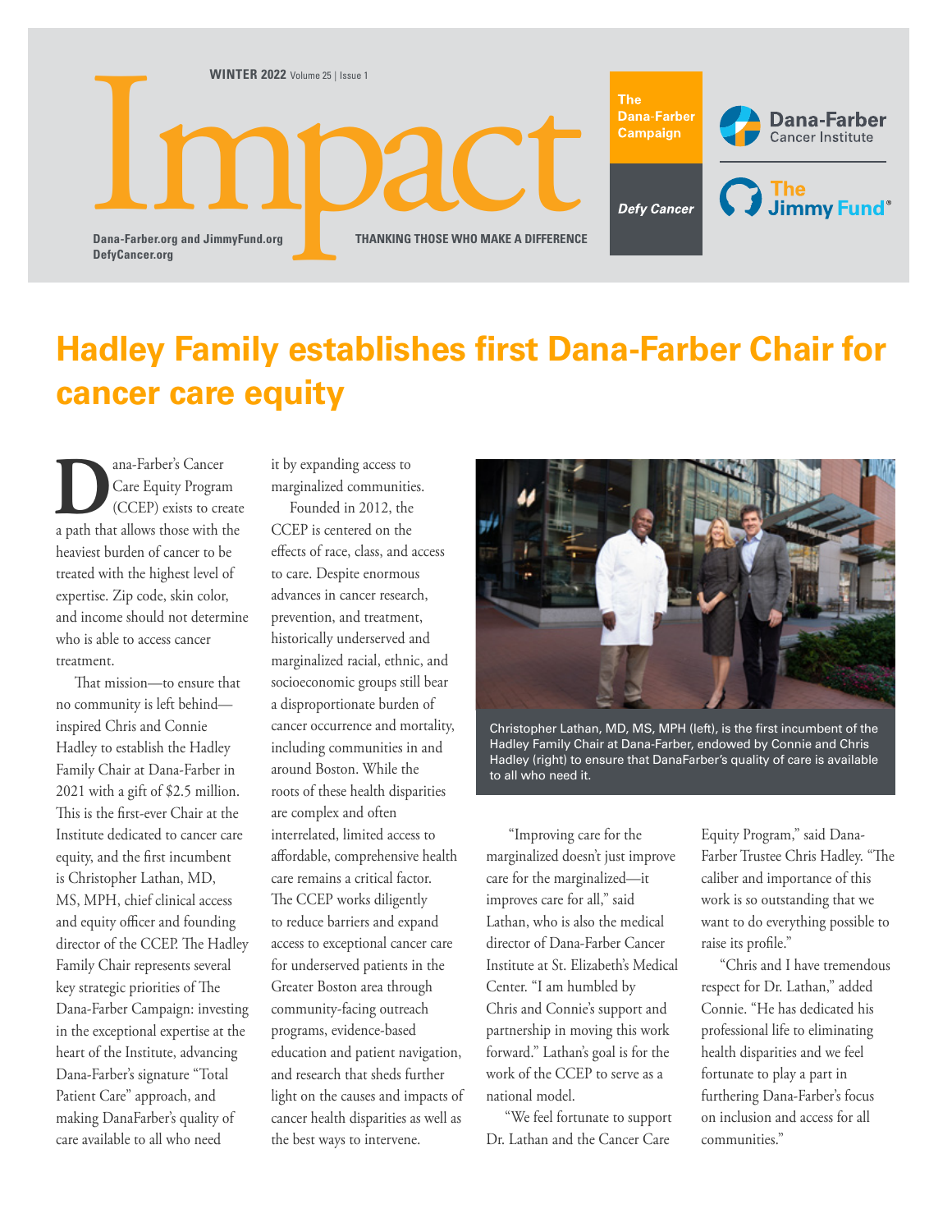WINTER 2022 Volume 25 | Issue 1

# Impact

Dana-Farber.org and JimmyFund.org
DefyCancer.org

THANKING THOSE WHO MAKE A DIFFERENCE

The Dana-Farber Campaign

*Defy Cancer*

Dana-Farber Cancer Institute

The Jimmy Fund®

## Hadley Family establishes first Dana-Farber Chair for cancer care equity

Dana-Farber's Cancer Care Equity Program (CCEP) exists to create a path that allows those with the heaviest burden of cancer to be treated with the highest level of expertise. Zip code, skin color, and income should not determine who is able to access cancer treatment.

That mission—to ensure that no community is left behind—inspired Chris and Connie Hadley to establish the Hadley Family Chair at Dana-Farber in 2021 with a gift of $2.5 million. This is the first-ever Chair at the Institute dedicated to cancer care equity, and the first incumbent is Christopher Lathan, MD, MS, MPH, chief clinical access and equity officer and founding director of the CCEP. The Hadley Family Chair represents several key strategic priorities of The Dana-Farber Campaign: investing in the exceptional expertise at the heart of the Institute, advancing Dana-Farber's signature "Total Patient Care" approach, and making DanaFarber's quality of care available to all who need it by expanding access to marginalized communities.

Founded in 2012, the CCEP is centered on the effects of race, class, and access to care. Despite enormous advances in cancer research, prevention, and treatment, historically underserved and marginalized racial, ethnic, and socioeconomic groups still bear a disproportionate burden of cancer occurrence and mortality, including communities in and around Boston. While the roots of these health disparities are complex and often interrelated, limited access to affordable, comprehensive health care remains a critical factor. The CCEP works diligently to reduce barriers and expand access to exceptional cancer care for underserved patients in the Greater Boston area through community-facing outreach programs, evidence-based education and patient navigation, and research that sheds further light on the causes and impacts of cancer health disparities as well as the best ways to intervene.

Christopher Lathan, MD, MS, MPH (left), is the first incumbent of the Hadley Family Chair at Dana-Farber, endowed by Connie and Chris Hadley (right) to ensure that DanaFarber's quality of care is available to all who need it.

"Improving care for the marginalized doesn't just improve care for the marginalized—it improves care for all," said Lathan, who is also the medical director of Dana-Farber Cancer Institute at St. Elizabeth's Medical Center. "I am humbled by Chris and Connie's support and partnership in moving this work forward." Lathan's goal is for the work of the CCEP to serve as a national model.

"We feel fortunate to support Dr. Lathan and the Cancer Care Equity Program," said Dana-Farber Trustee Chris Hadley. "The caliber and importance of this work is so outstanding that we want to do everything possible to raise its profile."

"Chris and I have tremendous respect for Dr. Lathan," added Connie. "He has dedicated his professional life to eliminating health disparities and we feel fortunate to play a part in furthering Dana-Farber's focus on inclusion and access for all communities."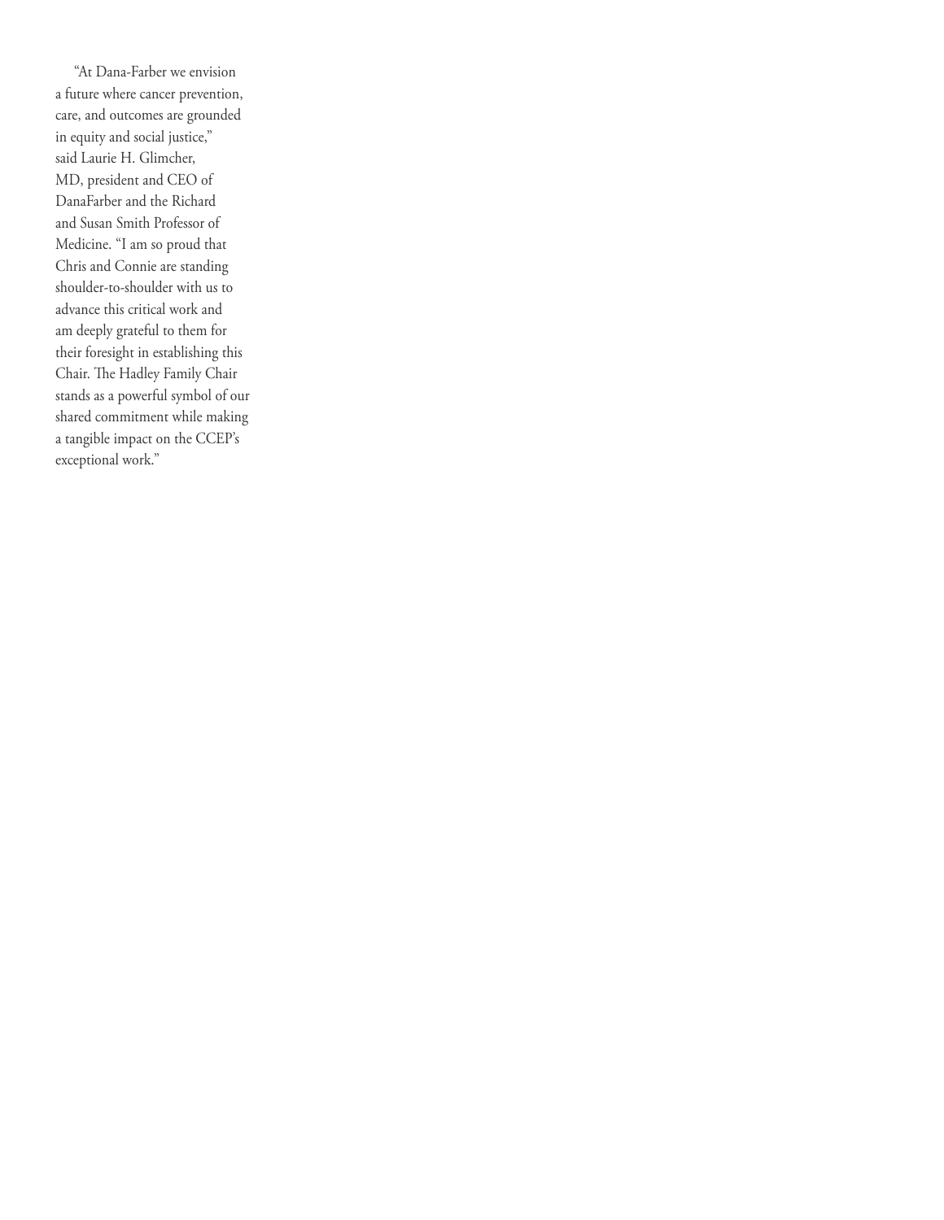"At Dana-Farber we envision a future where cancer prevention, care, and outcomes are grounded in equity and social justice," said Laurie H. Glimcher, MD, president and CEO of DanaFarber and the Richard and Susan Smith Professor of Medicine. "I am so proud that Chris and Connie are standing shoulder-to-shoulder with us to advance this critical work and am deeply grateful to them for their foresight in establishing this Chair. The Hadley Family Chair stands as a powerful symbol of our shared commitment while making a tangible impact on the CCEP's exceptional work."